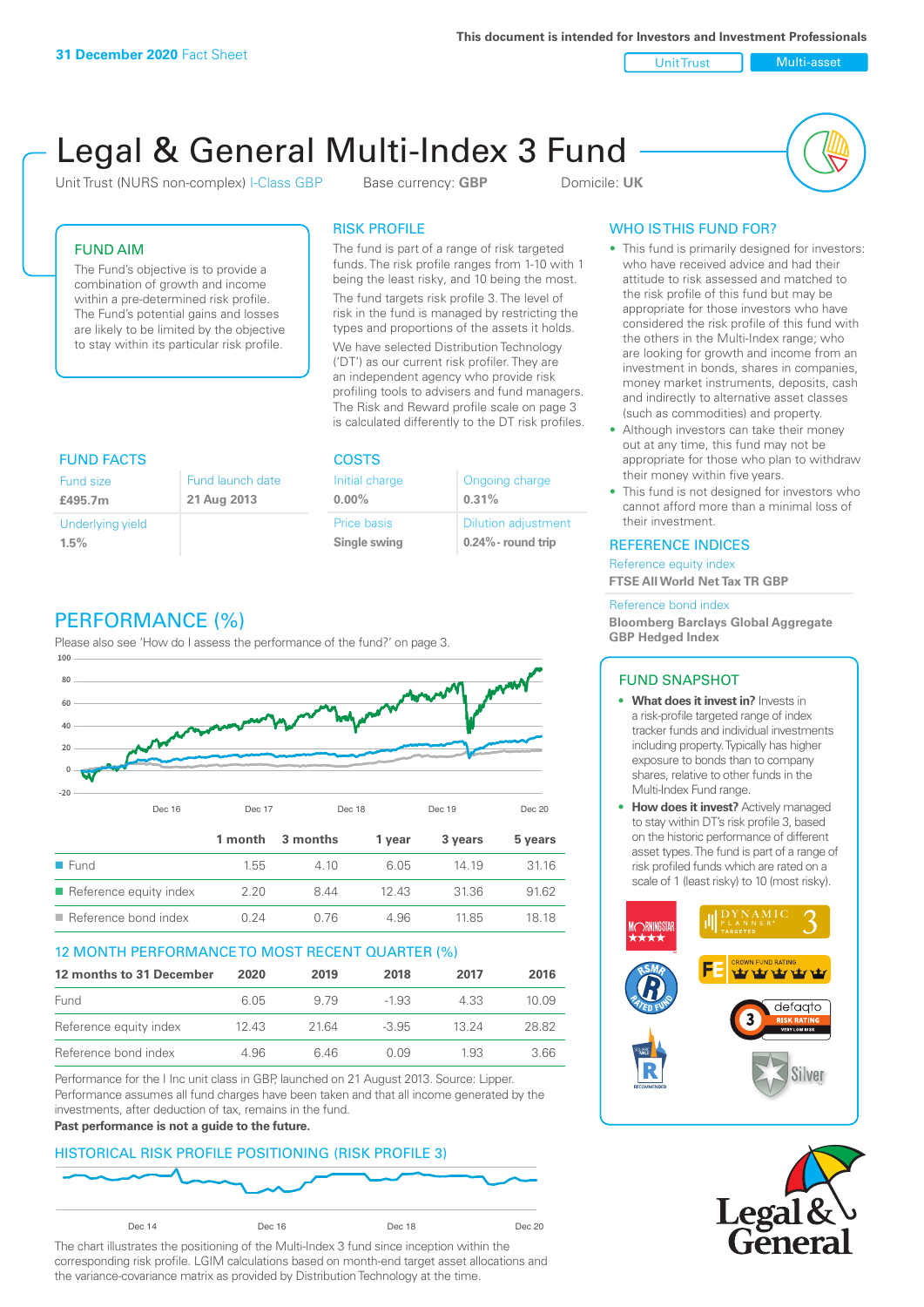**31 December 2020** Fact Sheet

This document is intended for Investors and Investment Professionals

Unit Trust | Multi-asset

# Legal & General Multi-Index 3 Fund

Unit Trust (NURS non-complex) I-Class GBP    Base currency: **GBP**    Domicile: **UK**

## FUND AIM

The Fund's objective is to provide a combination of growth and income within a pre-determined risk profile. The Fund's potential gains and losses are likely to be limited by the objective to stay within its particular risk profile.

## RISK PROFILE

The fund is part of a range of risk targeted funds. The risk profile ranges from 1-10 with 1 being the least risky, and 10 being the most.

The fund targets risk profile 3. The level of risk in the fund is managed by restricting the types and proportions of the assets it holds.

We have selected Distribution Technology ('DT') as our current risk profiler. They are an independent agency who provide risk profiling tools to advisers and fund managers. The Risk and Reward profile scale on page 3 is calculated differently to the DT risk profiles.

## WHO IS THIS FUND FOR?

- This fund is primarily designed for investors: who have received advice and had their attitude to risk assessed and matched to the risk profile of this fund but may be appropriate for those investors who have considered the risk profile of this fund with the others in the Multi-Index range; who are looking for growth and income from an investment in bonds, shares in companies, money market instruments, deposits, cash and indirectly to alternative asset classes (such as commodities) and property.
- Although investors can take their money out at any time, this fund may not be appropriate for those who plan to withdraw their money within five years.
- This fund is not designed for investors who cannot afford more than a minimal loss of their investment.

## FUND FACTS

| Fund size | Fund launch date |
|---|---|
| **£495.7m** | **21 Aug 2013** |
| Underlying yield | |
| **1.5%** | |

## COSTS

| Initial charge | Ongoing charge |
|---|---|
| **0.00%** | **0.31%** |
| Price basis | Dilution adjustment |
| **Single swing** | **0.24%- round trip** |

## REFERENCE INDICES

Reference equity index
**FTSE All World Net Tax TR GBP**

Reference bond index
**Bloomberg Barclays Global Aggregate GBP Hedged Index**

## PERFORMANCE (%)

Please also see 'How do I assess the performance of the fund?' on page 3.

| | 1 month | 3 months | 1 year | 3 years | 5 years |
|---|---|---|---|---|---|
| Fund | 1.55 | 4.10 | 6.05 | 14.19 | 31.16 |
| Reference equity index | 2.20 | 8.44 | 12.43 | 31.36 | 91.62 |
| Reference bond index | 0.24 | 0.76 | 4.96 | 11.85 | 18.18 |

## 12 MONTH PERFORMANCE TO MOST RECENT QUARTER (%)

| 12 months to 31 December | 2020 | 2019 | 2018 | 2017 | 2016 |
|---|---|---|---|---|---|
| Fund | 6.05 | 9.79 | -1.93 | 4.33 | 10.09 |
| Reference equity index | 12.43 | 21.64 | -3.95 | 13.24 | 28.82 |
| Reference bond index | 4.96 | 6.46 | 0.09 | 1.93 | 3.66 |

Performance for the I Inc unit class in GBP, launched on 21 August 2013. Source: Lipper. Performance assumes all fund charges have been taken and that all income generated by the investments, after deduction of tax, remains in the fund.

**Past performance is not a guide to the future.**

## FUND SNAPSHOT

- **What does it invest in?** Invests in a risk-profile targeted range of index tracker funds and individual investments including property. Typically has higher exposure to bonds than to company shares, relative to other funds in the Multi-Index Fund range.
- **How does it invest?** Actively managed to stay within DT's risk profile 3, based on the historic performance of different asset types. The fund is part of a range of risk profiled funds which are rated on a scale of 1 (least risky) to 10 (most risky).

## HISTORICAL RISK PROFILE POSITIONING (RISK PROFILE 3)

The chart illustrates the positioning of the Multi-Index 3 fund since inception within the corresponding risk profile. LGIM calculations based on month-end target asset allocations and the variance-covariance matrix as provided by Distribution Technology at the time.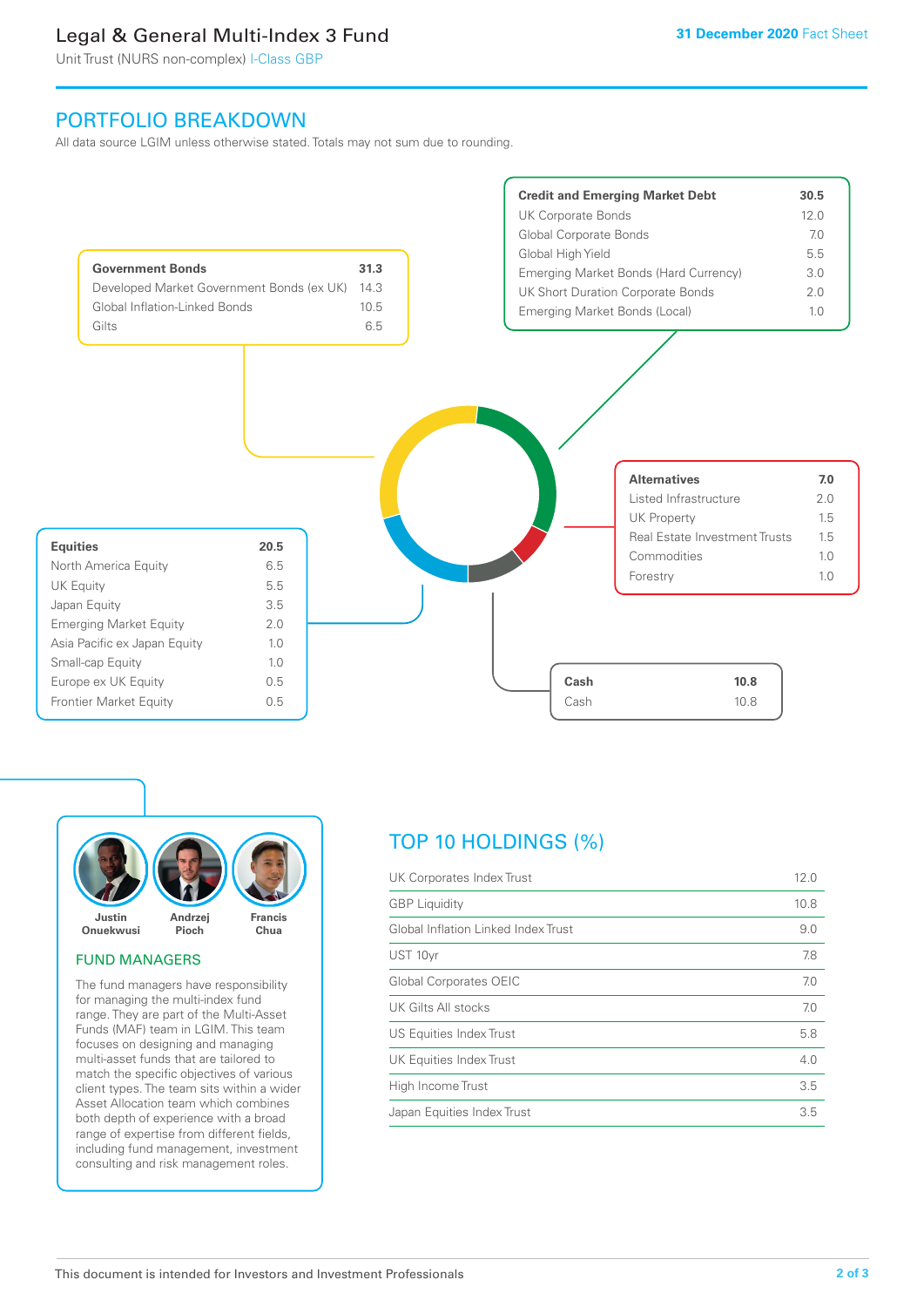# Legal & General Multi-Index 3 Fund

Unit Trust (NURS non-complex) I-Class GBP

31 December 2020 Fact Sheet

## PORTFOLIO BREAKDOWN

All data source LGIM unless otherwise stated. Totals may not sum due to rounding.

| Government Bonds | 31.3 |
|---|---|
| Developed Market Government Bonds (ex UK) | 14.3 |
| Global Inflation-Linked Bonds | 10.5 |
| Gilts | 6.5 |

| Credit and Emerging Market Debt | 30.5 |
|---|---|
| UK Corporate Bonds | 12.0 |
| Global Corporate Bonds | 7.0 |
| Global High Yield | 5.5 |
| Emerging Market Bonds (Hard Currency) | 3.0 |
| UK Short Duration Corporate Bonds | 2.0 |
| Emerging Market Bonds (Local) | 1.0 |

| Alternatives | 7.0 |
|---|---|
| Listed Infrastructure | 2.0 |
| UK Property | 1.5 |
| Real Estate Investment Trusts | 1.5 |
| Commodities | 1.0 |
| Forestry | 1.0 |

| Equities | 20.5 |
|---|---|
| North America Equity | 6.5 |
| UK Equity | 5.5 |
| Japan Equity | 3.5 |
| Emerging Market Equity | 2.0 |
| Asia Pacific ex Japan Equity | 1.0 |
| Small-cap Equity | 1.0 |
| Europe ex UK Equity | 0.5 |
| Frontier Market Equity | 0.5 |

| Cash | 10.8 |
|---|---|
| Cash | 10.8 |

Justin Onuekwusi, Andrzej Pioch, Francis Chua

## FUND MANAGERS

The fund managers have responsibility for managing the multi-index fund range. They are part of the Multi-Asset Funds (MAF) team in LGIM. This team focuses on designing and managing multi-asset funds that are tailored to match the specific objectives of various client types. The team sits within a wider Asset Allocation team which combines both depth of experience with a broad range of expertise from different fields, including fund management, investment consulting and risk management roles.

## TOP 10 HOLDINGS (%)

| Holding | % |
|---|---|
| UK Corporates Index Trust | 12.0 |
| GBP Liquidity | 10.8 |
| Global Inflation Linked Index Trust | 9.0 |
| UST 10yr | 7.8 |
| Global Corporates OEIC | 7.0 |
| UK Gilts All stocks | 7.0 |
| US Equities Index Trust | 5.8 |
| UK Equities Index Trust | 4.0 |
| High Income Trust | 3.5 |
| Japan Equities Index Trust | 3.5 |

This document is intended for Investors and Investment Professionals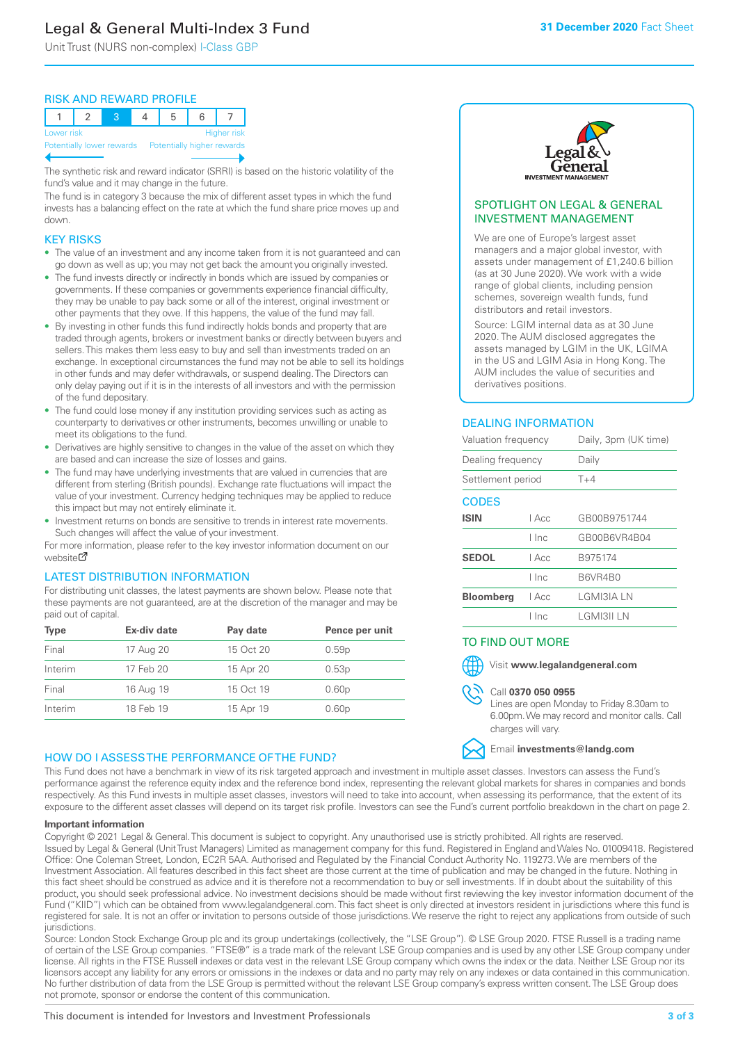# Legal & General Multi-Index 3 Fund

Unit Trust (NURS non-complex) I-Class GBP

31 December 2020 Fact Sheet

## RISK AND REWARD PROFILE

| 1 | 2 | 3 | 4 | 5 | 6 | 7 |
|---|---|---|---|---|---|---|

Lower risk — Higher risk

Potentially lower rewards — Potentially higher rewards

The synthetic risk and reward indicator (SRRI) is based on the historic volatility of the fund's value and it may change in the future.

The fund is in category 3 because the mix of different asset types in which the fund invests has a balancing effect on the rate at which the fund share price moves up and down.

## KEY RISKS

- The value of an investment and any income taken from it is not guaranteed and can go down as well as up; you may not get back the amount you originally invested.
- The fund invests directly or indirectly in bonds which are issued by companies or governments. If these companies or governments experience financial difficulty, they may be unable to pay back some or all of the interest, original investment or other payments that they owe. If this happens, the value of the fund may fall.
- By investing in other funds this fund indirectly holds bonds and property that are traded through agents, brokers or investment banks or directly between buyers and sellers. This makes them less easy to buy and sell than investments traded on an exchange. In exceptional circumstances the fund may not be able to sell its holdings in other funds and may defer withdrawals, or suspend dealing. The Directors can only delay paying out if it is in the interests of all investors and with the permission of the fund depositary.
- The fund could lose money if any institution providing services such as acting as counterparty to derivatives or other instruments, becomes unwilling or unable to meet its obligations to the fund.
- Derivatives are highly sensitive to changes in the value of the asset on which they are based and can increase the size of losses and gains.
- The fund may have underlying investments that are valued in currencies that are different from sterling (British pounds). Exchange rate fluctuations will impact the value of your investment. Currency hedging techniques may be applied to reduce this impact but may not entirely eliminate it.
- Investment returns on bonds are sensitive to trends in interest rate movements. Such changes will affect the value of your investment.

For more information, please refer to the key investor information document on our website

## LATEST DISTRIBUTION INFORMATION

For distributing unit classes, the latest payments are shown below. Please note that these payments are not guaranteed, are at the discretion of the manager and may be paid out of capital.

| Type | Ex-div date | Pay date | Pence per unit |
|---|---|---|---|
| Final | 17 Aug 20 | 15 Oct 20 | 0.59p |
| Interim | 17 Feb 20 | 15 Apr 20 | 0.53p |
| Final | 16 Aug 19 | 15 Oct 19 | 0.60p |
| Interim | 18 Feb 19 | 15 Apr 19 | 0.60p |

## SPOTLIGHT ON LEGAL & GENERAL INVESTMENT MANAGEMENT

We are one of Europe's largest asset managers and a major global investor, with assets under management of £1,240.6 billion (as at 30 June 2020). We work with a wide range of global clients, including pension schemes, sovereign wealth funds, fund distributors and retail investors.

Source: LGIM internal data as at 30 June 2020. The AUM disclosed aggregates the assets managed by LGIM in the UK, LGIMA in the US and LGIM Asia in Hong Kong. The AUM includes the value of securities and derivatives positions.

## DEALING INFORMATION

| | |
|---|---|
| Valuation frequency | Daily, 3pm (UK time) |
| Dealing frequency | Daily |
| Settlement period | T+4 |

## CODES

| | | |
|---|---|---|
| **ISIN** | I Acc | GB00B9751744 |
| | I Inc | GB00B6VR4B04 |
| **SEDOL** | I Acc | B975174 |
| | I Inc | B6VR4B0 |
| **Bloomberg** | I Acc | LGMI3IA LN |
| | I Inc | LGMI3II LN |

## TO FIND OUT MORE

Visit **www.legalandgeneral.com**

Call **0370 050 0955**
Lines are open Monday to Friday 8.30am to 6.00pm. We may record and monitor calls. Call charges will vary.

Email **investments@landg.com**

## HOW DO I ASSESS THE PERFORMANCE OF THE FUND?

This Fund does not have a benchmark in view of its risk targeted approach and investment in multiple asset classes. Investors can assess the Fund's performance against the reference equity index and the reference bond index, representing the relevant global markets for shares in companies and bonds respectively. As this Fund invests in multiple asset classes, investors will need to take into account, when assessing its performance, that the extent of its exposure to the different asset classes will depend on its target risk profile. Investors can see the Fund's current portfolio breakdown in the chart on page 2.

### Important information

Copyright © 2021 Legal & General. This document is subject to copyright. Any unauthorised use is strictly prohibited. All rights are reserved.
Issued by Legal & General (Unit Trust Managers) Limited as management company for this fund. Registered in England and Wales No. 01009418. Registered Office: One Coleman Street, London, EC2R 5AA. Authorised and Regulated by the Financial Conduct Authority No. 119273. We are members of the Investment Association. All features described in this fact sheet are those current at the time of publication and may be changed in the future. Nothing in this fact sheet should be construed as advice and it is therefore not a recommendation to buy or sell investments. If in doubt about the suitability of this product, you should seek professional advice. No investment decisions should be made without first reviewing the key investor information document of the Fund ("KIID") which can be obtained from www.legalandgeneral.com. This fact sheet is only directed at investors resident in jurisdictions where this fund is registered for sale. It is not an offer or invitation to persons outside of those jurisdictions. We reserve the right to reject any applications from outside of such jurisdictions.
Source: London Stock Exchange Group plc and its group undertakings (collectively, the "LSE Group"). © LSE Group 2020. FTSE Russell is a trading name of certain of the LSE Group companies. "FTSE®" is a trade mark of the relevant LSE Group companies and is used by any other LSE Group company under license. All rights in the FTSE Russell indexes or data vest in the relevant LSE Group company which owns the index or the data. Neither LSE Group nor its licensors accept any liability for any errors or omissions in the indexes or data and no party may rely on any indexes or data contained in this communication. No further distribution of data from the LSE Group is permitted without the relevant LSE Group company's express written consent. The LSE Group does not promote, sponsor or endorse the content of this communication.

This document is intended for Investors and Investment Professionals